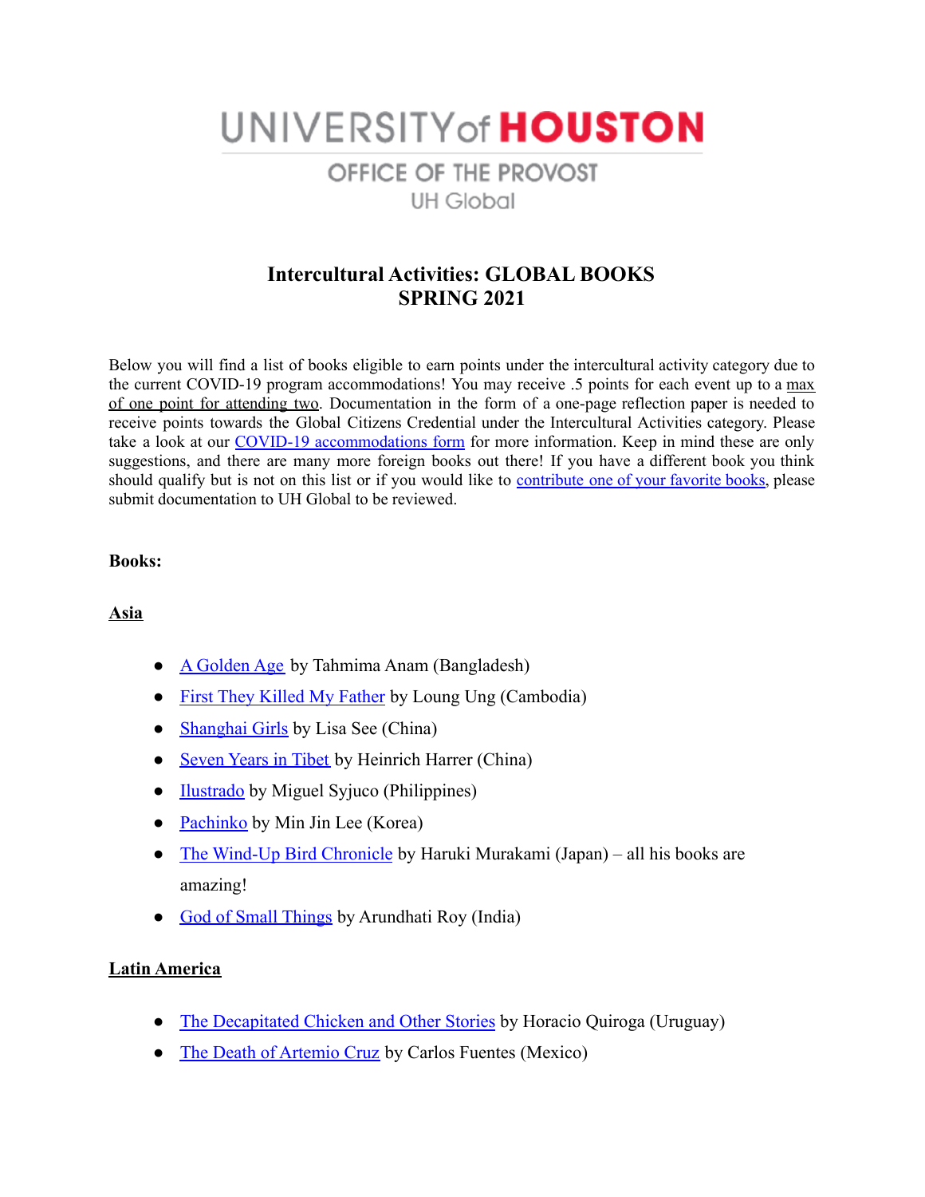# UNIVERSITY of HOUSTON

OFFICE OF THE PROVOST
UH Global

## Intercultural Activities: GLOBAL BOOKS
## SPRING 2021

Below you will find a list of books eligible to earn points under the intercultural activity category due to the current COVID-19 program accommodations! You may receive .5 points for each event up to a max of one point for attending two. Documentation in the form of a one-page reflection paper is needed to receive points towards the Global Citizens Credential under the Intercultural Activities category. Please take a look at our COVID-19 accommodations form for more information. Keep in mind these are only suggestions, and there are many more foreign books out there! If you have a different book you think should qualify but is not on this list or if you would like to contribute one of your favorite books, please submit documentation to UH Global to be reviewed.

**Books:**

### Asia

- A Golden Age by Tahmima Anam (Bangladesh)
- First They Killed My Father by Loung Ung (Cambodia)
- Shanghai Girls by Lisa See (China)
- Seven Years in Tibet by Heinrich Harrer (China)
- Ilustrado by Miguel Syjuco (Philippines)
- Pachinko by Min Jin Lee (Korea)
- The Wind-Up Bird Chronicle by Haruki Murakami (Japan) – all his books are amazing!
- God of Small Things by Arundhati Roy (India)

### Latin America

- The Decapitated Chicken and Other Stories by Horacio Quiroga (Uruguay)
- The Death of Artemio Cruz by Carlos Fuentes (Mexico)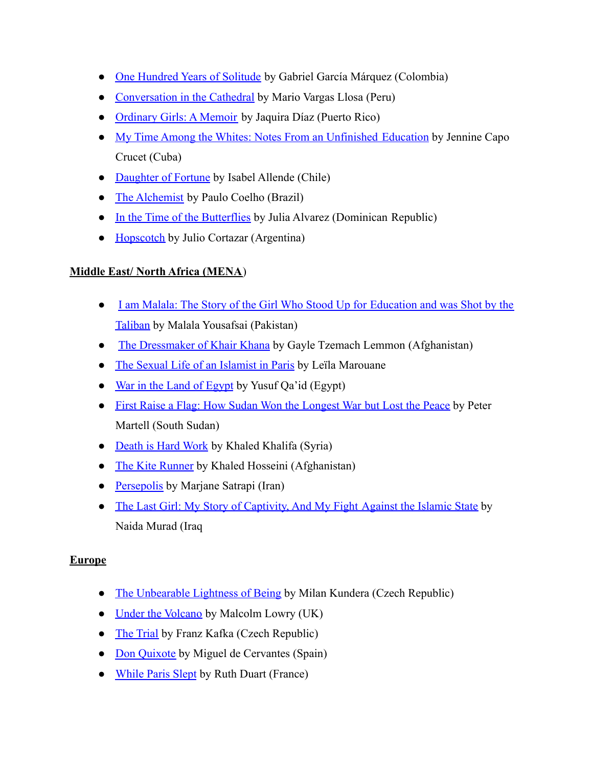- One Hundred Years of Solitude by Gabriel García Márquez (Colombia)
- Conversation in the Cathedral by Mario Vargas Llosa (Peru)
- Ordinary Girls: A Memoir by Jaquira Díaz (Puerto Rico)
- My Time Among the Whites: Notes From an Unfinished Education by Jennine Capo Crucet (Cuba)
- Daughter of Fortune by Isabel Allende (Chile)
- The Alchemist by Paulo Coelho (Brazil)
- In the Time of the Butterflies by Julia Alvarez (Dominican Republic)
- Hopscotch by Julio Cortazar (Argentina)

**Middle East/ North Africa (MENA)**

- I am Malala: The Story of the Girl Who Stood Up for Education and was Shot by the Taliban by Malala Yousafsai (Pakistan)
- The Dressmaker of Khair Khana by Gayle Tzemach Lemmon (Afghanistan)
- The Sexual Life of an Islamist in Paris by Leïla Marouane
- War in the Land of Egypt by Yusuf Qa'id (Egypt)
- First Raise a Flag: How Sudan Won the Longest War but Lost the Peace by Peter Martell (South Sudan)
- Death is Hard Work by Khaled Khalifa (Syria)
- The Kite Runner by Khaled Hosseini (Afghanistan)
- Persepolis by Marjane Satrapi (Iran)
- The Last Girl: My Story of Captivity, And My Fight Against the Islamic State by Naida Murad (Iraq

**Europe**

- The Unbearable Lightness of Being by Milan Kundera (Czech Republic)
- Under the Volcano by Malcolm Lowry (UK)
- The Trial by Franz Kafka (Czech Republic)
- Don Quixote by Miguel de Cervantes (Spain)
- While Paris Slept by Ruth Duart (France)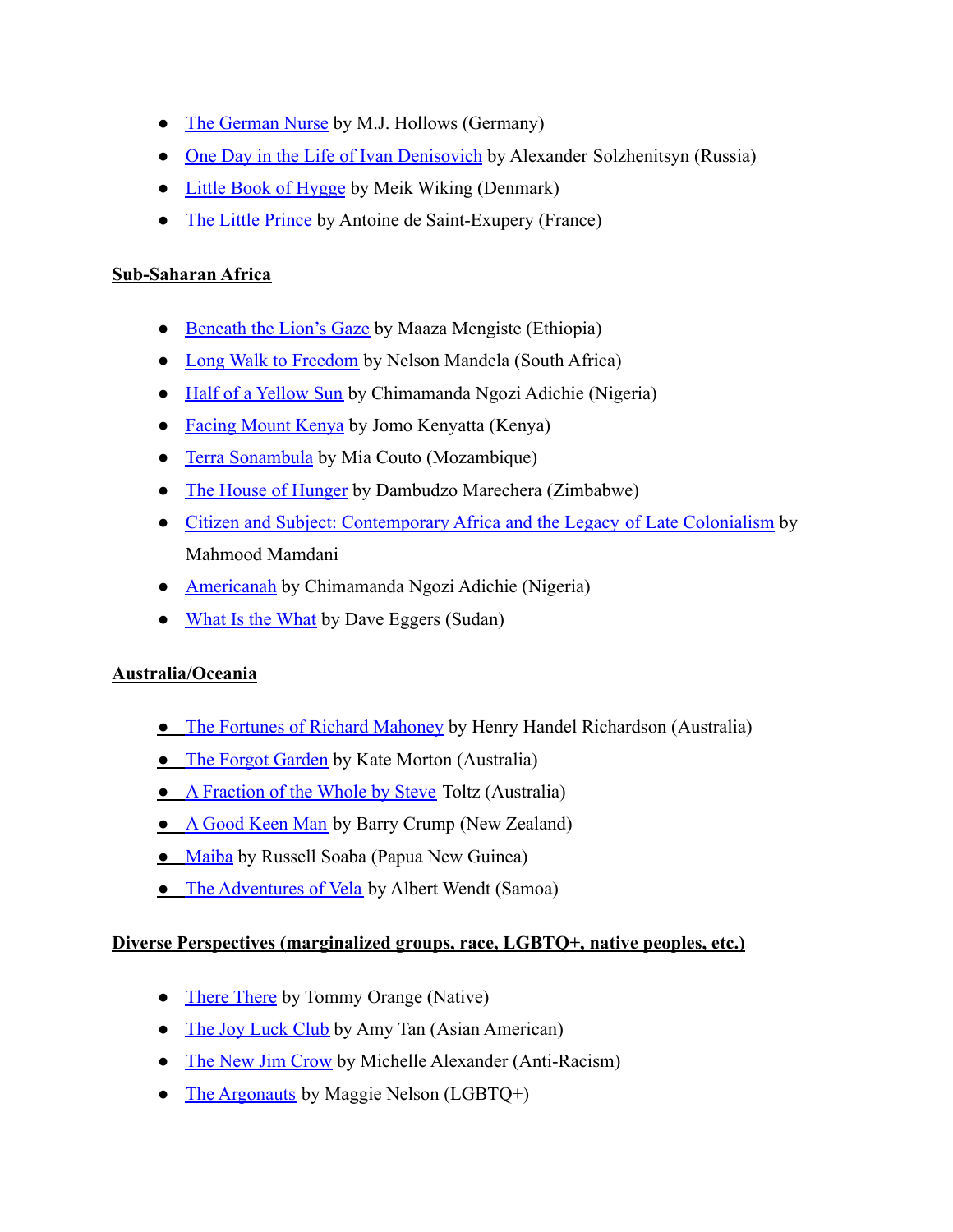- The German Nurse by M.J. Hollows (Germany)
- One Day in the Life of Ivan Denisovich by Alexander Solzhenitsyn (Russia)
- Little Book of Hygge by Meik Wiking (Denmark)
- The Little Prince by Antoine de Saint-Exupery (France)

**Sub-Saharan Africa**

- Beneath the Lion's Gaze by Maaza Mengiste (Ethiopia)
- Long Walk to Freedom by Nelson Mandela (South Africa)
- Half of a Yellow Sun by Chimamanda Ngozi Adichie (Nigeria)
- Facing Mount Kenya by Jomo Kenyatta (Kenya)
- Terra Sonambula by Mia Couto (Mozambique)
- The House of Hunger by Dambudzo Marechera (Zimbabwe)
- Citizen and Subject: Contemporary Africa and the Legacy of Late Colonialism by Mahmood Mamdani
- Americanah by Chimamanda Ngozi Adichie (Nigeria)
- What Is the What by Dave Eggers (Sudan)

**Australia/Oceania**

- The Fortunes of Richard Mahoney by Henry Handel Richardson (Australia)
- The Forgot Garden by Kate Morton (Australia)
- A Fraction of the Whole by Steve Toltz (Australia)
- A Good Keen Man by Barry Crump (New Zealand)
- Maiba by Russell Soaba (Papua New Guinea)
- The Adventures of Vela by Albert Wendt (Samoa)

**Diverse Perspectives (marginalized groups, race, LGBTQ+, native peoples, etc.)**

- There There by Tommy Orange (Native)
- The Joy Luck Club by Amy Tan (Asian American)
- The New Jim Crow by Michelle Alexander (Anti-Racism)
- The Argonauts by Maggie Nelson (LGBTQ+)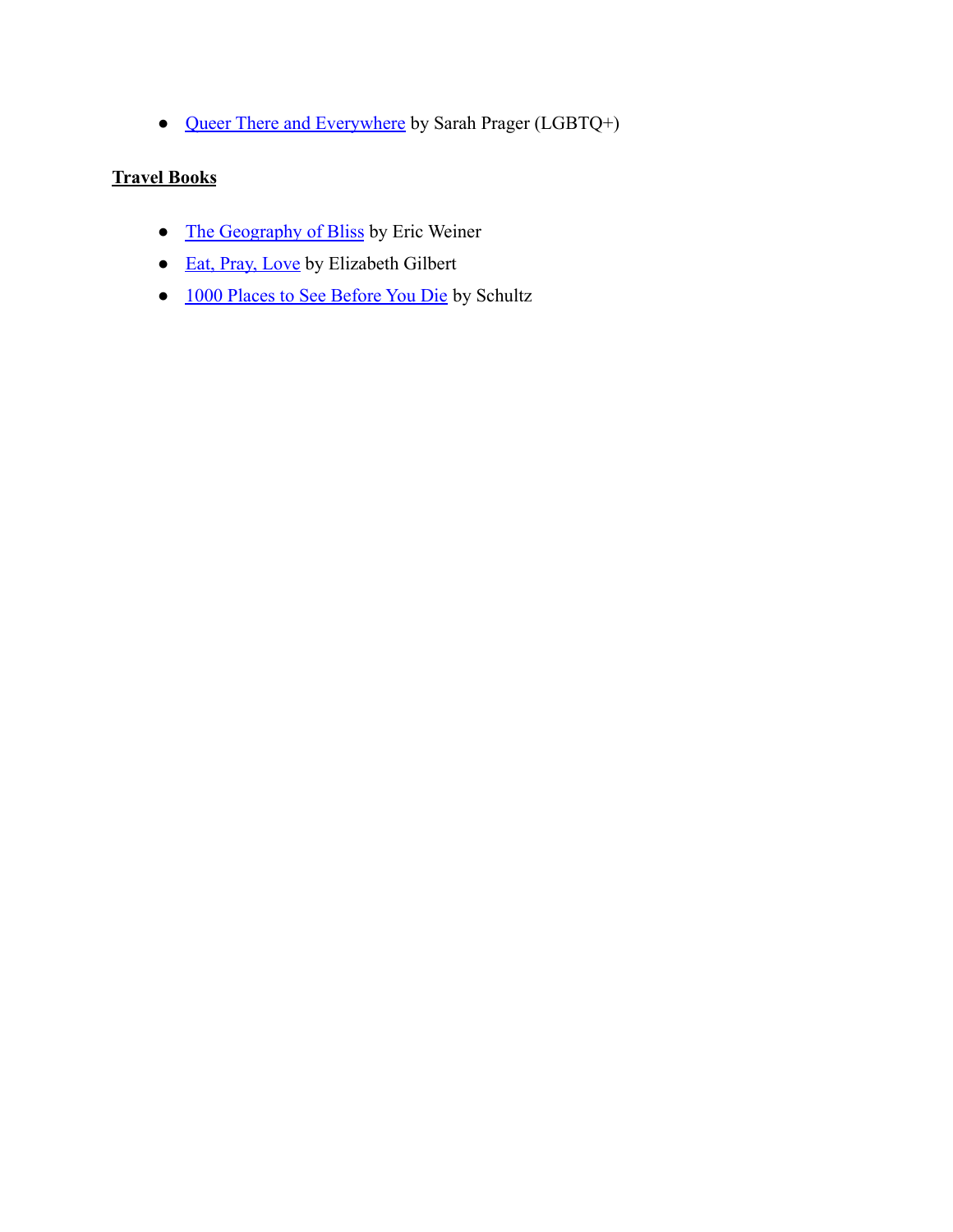- Queer There and Everywhere by Sarah Prager (LGBTQ+)

**Travel Books**

- The Geography of Bliss by Eric Weiner
- Eat, Pray, Love by Elizabeth Gilbert
- 1000 Places to See Before You Die by Schultz